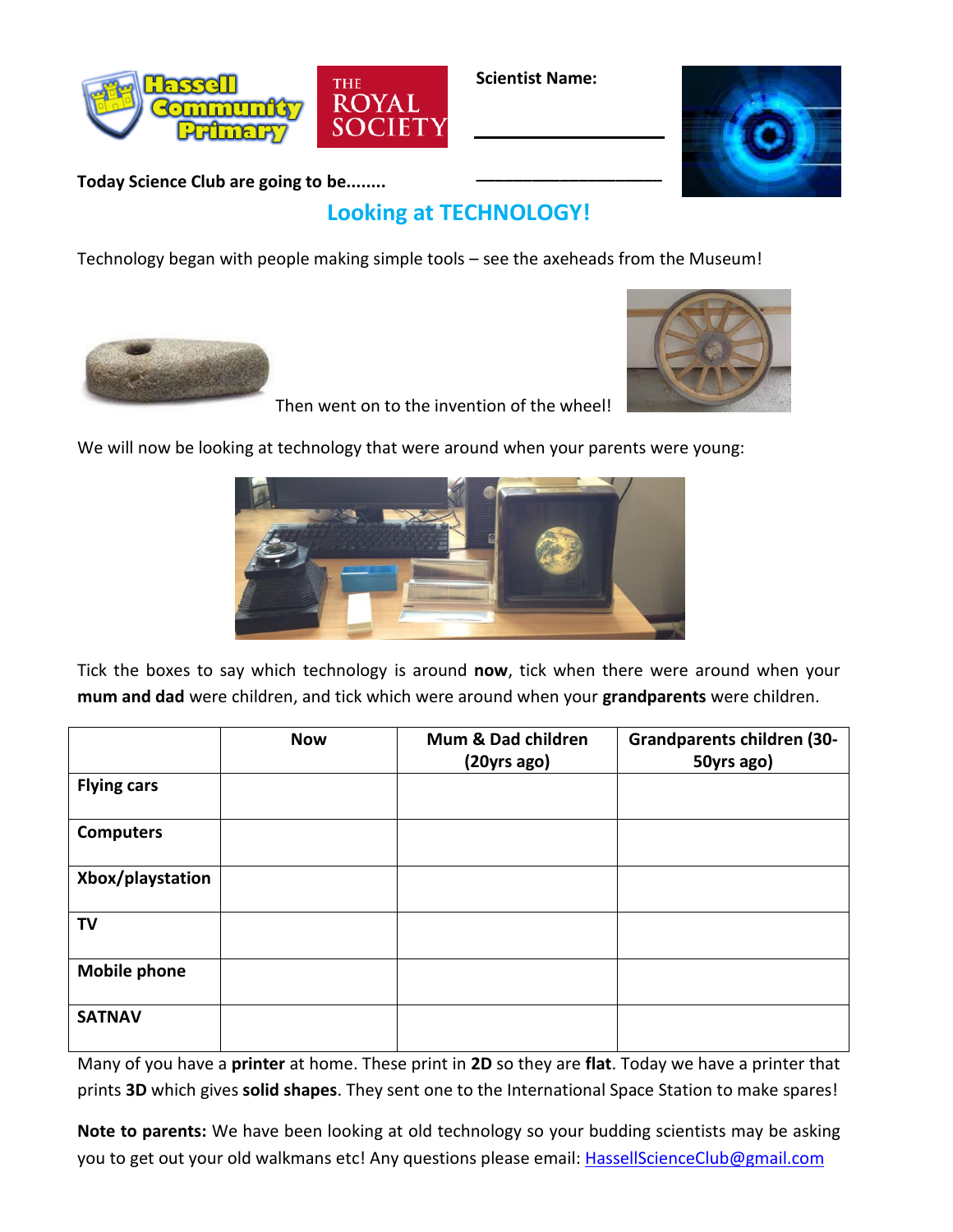Scientist Name:

___________________

___________________

Today Science Club are going to be........

## Looking at TECHNOLOGY!

Technology began with people making simple tools – see the axeheads from the Museum!

Then went on to the invention of the wheel!

We will now be looking at technology that were around when your parents were young:

Tick the boxes to say which technology is around **now**, tick when there were around when your **mum and dad** were children, and tick which were around when your **grandparents** were children.

| | Now | Mum & Dad children (20yrs ago) | Grandparents children (30-50yrs ago) |
|---|---|---|---|
| **Flying cars** | | | |
| **Computers** | | | |
| **Xbox/playstation** | | | |
| **TV** | | | |
| **Mobile phone** | | | |
| **SATNAV** | | | |

Many of you have a **printer** at home. These print in **2D** so they are **flat**. Today we have a printer that prints **3D** which gives **solid shapes**. They sent one to the International Space Station to make spares!

**Note to parents:** We have been looking at old technology so your budding scientists may be asking you to get out your old walkmans etc! Any questions please email: HassellScienceClub@gmail.com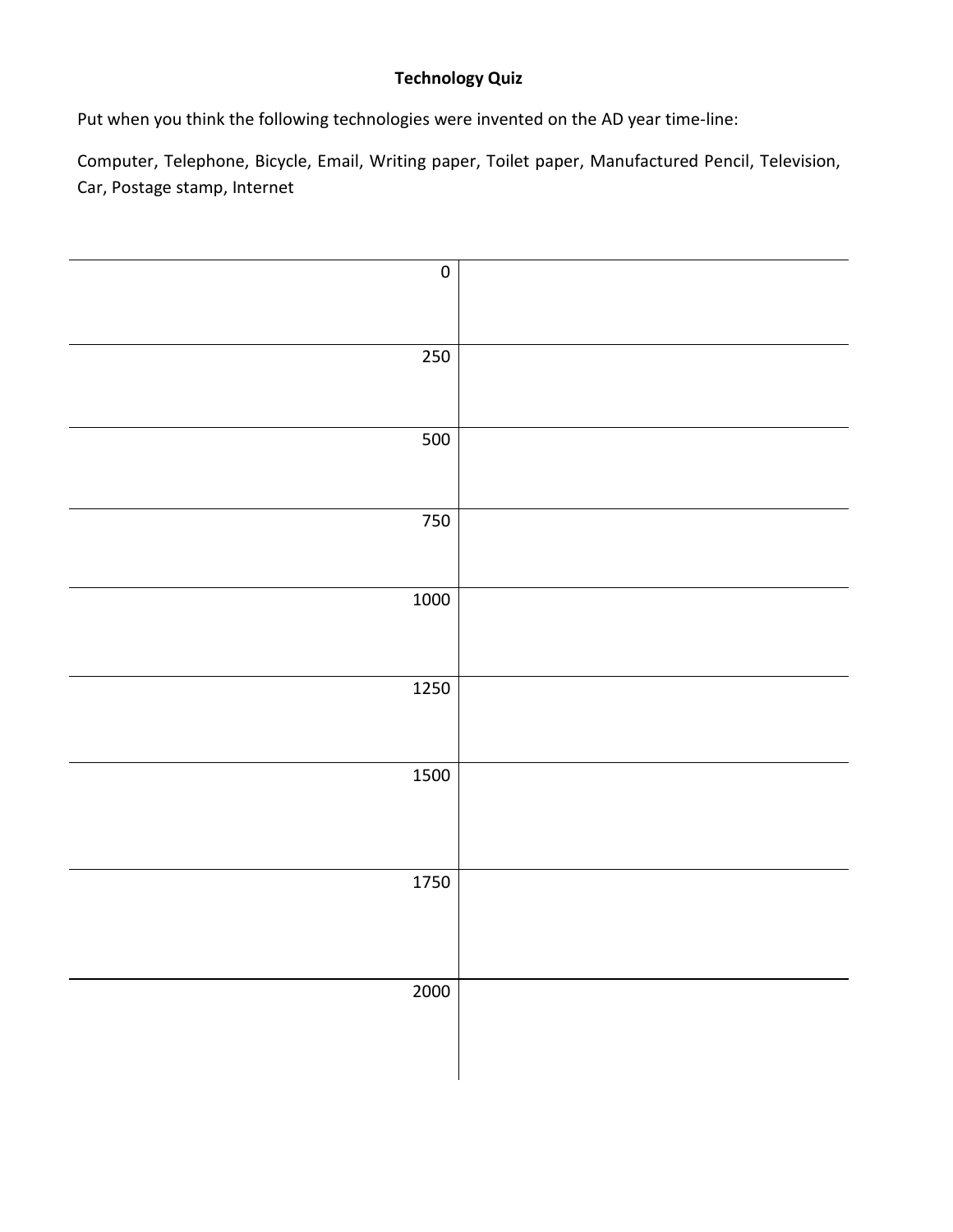**Technology Quiz**

Put when you think the following technologies were invented on the AD year time-line:

Computer, Telephone, Bicycle, Email, Writing paper, Toilet paper, Manufactured Pencil, Television, Car, Postage stamp, Internet

| | |
|---|---|
| 0 | |
| 250 | |
| 500 | |
| 750 | |
| 1000 | |
| 1250 | |
| 1500 | |
| 1750 | |
| 2000 | |